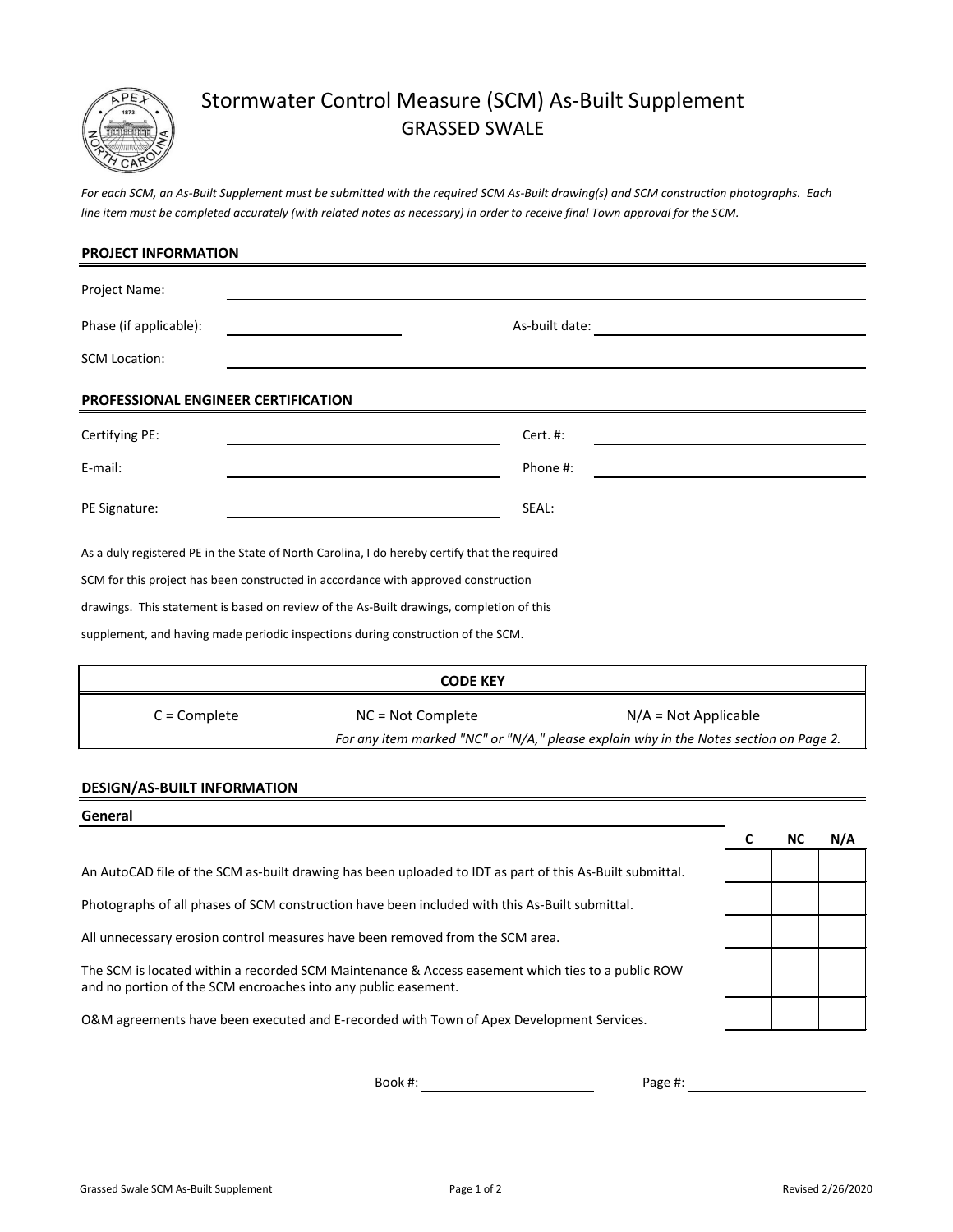# Stormwater Control Measure (SCM) As-Built Supplement

## GRASSED SWALE

*For each SCM, an As-Built Supplement must be submitted with the required SCM As-Built drawing(s) and SCM construction photographs. Each line item must be completed accurately (with related notes as necessary) in order to receive final Town approval for the SCM.*

### PROJECT INFORMATION

Project Name: ____________________

Phase (if applicable): ____________________ As-built date: ____________________

SCM Location: ____________________

### PROFESSIONAL ENGINEER CERTIFICATION

Certifying PE: ____________________ Cert. #: ____________________

E-mail: ____________________ Phone #: ____________________

PE Signature: ____________________ SEAL:

As a duly registered PE in the State of North Carolina, I do hereby certify that the required SCM for this project has been constructed in accordance with approved construction drawings. This statement is based on review of the As-Built drawings, completion of this supplement, and having made periodic inspections during construction of the SCM.

| CODE KEY | | |
|---|---|---|
| C = Complete | NC = Not Complete | N/A = Not Applicable |

*For any item marked "NC" or "N/A," please explain why in the Notes section on Page 2.*

### DESIGN/AS-BUILT INFORMATION

#### General

| | C | NC | N/A |
|---|---|---|---|
| An AutoCAD file of the SCM as-built drawing has been uploaded to IDT as part of this As-Built submittal. | | | |
| Photographs of all phases of SCM construction have been included with this As-Built submittal. | | | |
| All unnecessary erosion control measures have been removed from the SCM area. | | | |
| The SCM is located within a recorded SCM Maintenance & Access easement which ties to a public ROW and no portion of the SCM encroaches into any public easement. | | | |
| O&M agreements have been executed and E-recorded with Town of Apex Development Services. | | | |

Book #: ____________________ Page #: ____________________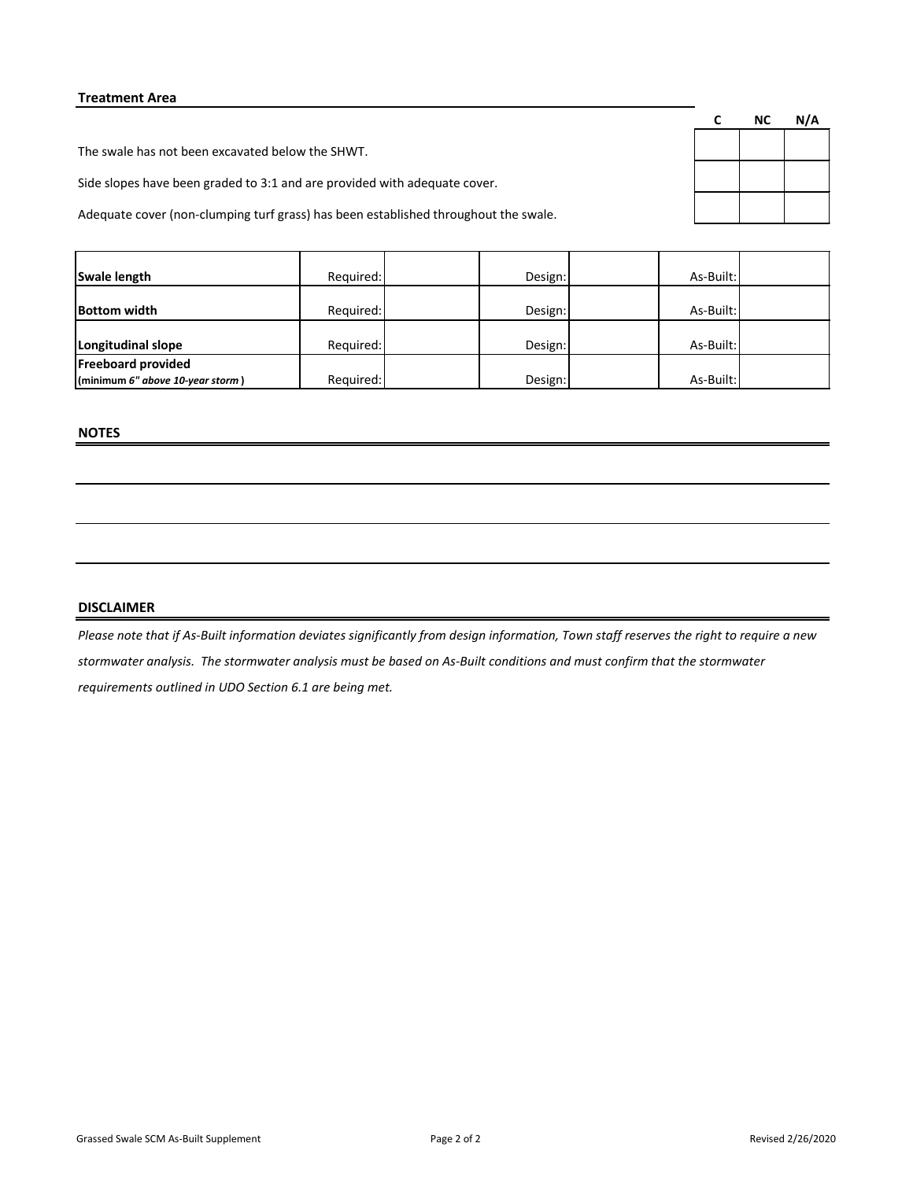## Treatment Area

| | C | NC | N/A |
|---|---|---|---|
| The swale has not been excavated below the SHWT. | | | |
| Side slopes have been graded to 3:1 and are provided with adequate cover. | | | |
| Adequate cover (non-clumping turf grass) has been established throughout the swale. | | | |

| | | | | | | |
|---|---|---|---|---|---|---|
| **Swale length** | Required: | | Design: | | As-Built: | |
| **Bottom width** | Required: | | Design: | | As-Built: | |
| **Longitudinal slope** | Required: | | Design: | | As-Built: | |
| **Freeboard provided** **(minimum *6" above 10-year storm*)** | Required: | | Design: | | As-Built: | |

## NOTES

## DISCLAIMER

*Please note that if As-Built information deviates significantly from design information, Town staff reserves the right to require a new stormwater analysis. The stormwater analysis must be based on As-Built conditions and must confirm that the stormwater requirements outlined in UDO Section 6.1 are being met.*